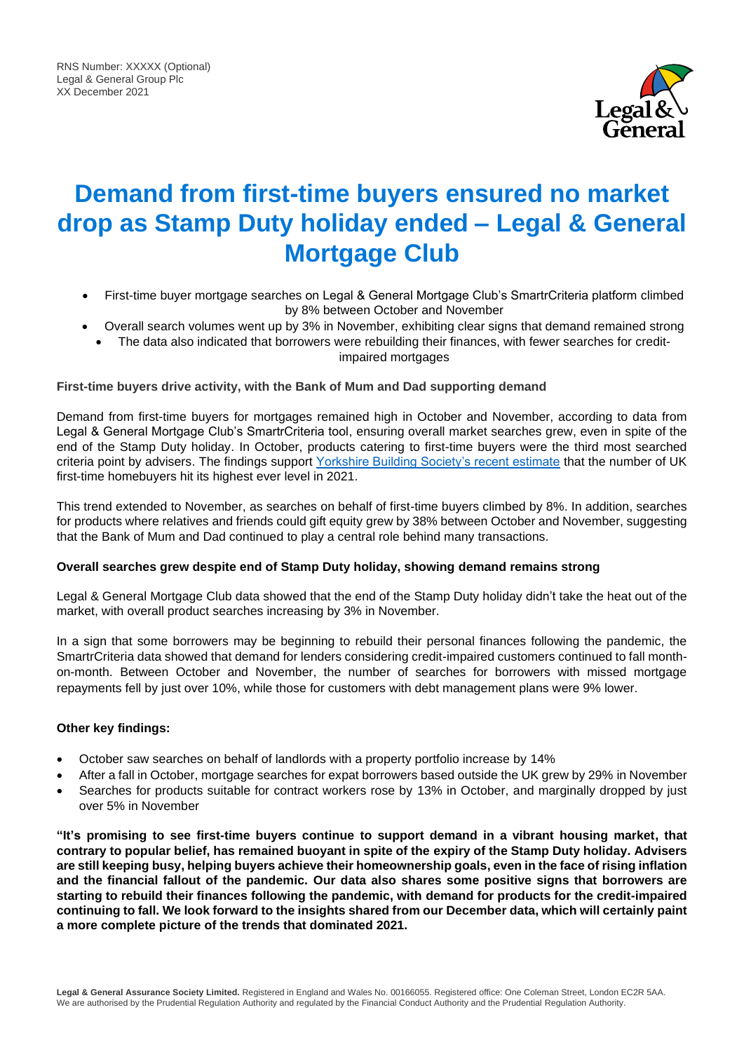RNS Number: XXXXX (Optional)
Legal & General Group Plc
XX December 2021

# Demand from first-time buyers ensured no market drop as Stamp Duty holiday ended – Legal & General Mortgage Club

- First-time buyer mortgage searches on Legal & General Mortgage Club's SmartrCriteria platform climbed by 8% between October and November
- Overall search volumes went up by 3% in November, exhibiting clear signs that demand remained strong
- The data also indicated that borrowers were rebuilding their finances, with fewer searches for credit-impaired mortgages

**First-time buyers drive activity, with the Bank of Mum and Dad supporting demand**

Demand from first-time buyers for mortgages remained high in October and November, according to data from Legal & General Mortgage Club's SmartrCriteria tool, ensuring overall market searches grew, even in spite of the end of the Stamp Duty holiday. In October, products catering to first-time buyers were the third most searched criteria point by advisers. The findings support Yorkshire Building Society's recent estimate that the number of UK first-time homebuyers hit its highest ever level in 2021.

This trend extended to November, as searches on behalf of first-time buyers climbed by 8%. In addition, searches for products where relatives and friends could gift equity grew by 38% between October and November, suggesting that the Bank of Mum and Dad continued to play a central role behind many transactions.

**Overall searches grew despite end of Stamp Duty holiday, showing demand remains strong**

Legal & General Mortgage Club data showed that the end of the Stamp Duty holiday didn't take the heat out of the market, with overall product searches increasing by 3% in November.

In a sign that some borrowers may be beginning to rebuild their personal finances following the pandemic, the SmartrCriteria data showed that demand for lenders considering credit-impaired customers continued to fall month-on-month. Between October and November, the number of searches for borrowers with missed mortgage repayments fell by just over 10%, while those for customers with debt management plans were 9% lower.

**Other key findings:**

- October saw searches on behalf of landlords with a property portfolio increase by 14%
- After a fall in October, mortgage searches for expat borrowers based outside the UK grew by 29% in November
- Searches for products suitable for contract workers rose by 13% in October, and marginally dropped by just over 5% in November

**"It's promising to see first-time buyers continue to support demand in a vibrant housing market, that contrary to popular belief, has remained buoyant in spite of the expiry of the Stamp Duty holiday. Advisers are still keeping busy, helping buyers achieve their homeownership goals, even in the face of rising inflation and the financial fallout of the pandemic. Our data also shares some positive signs that borrowers are starting to rebuild their finances following the pandemic, with demand for products for the credit-impaired continuing to fall. We look forward to the insights shared from our December data, which will certainly paint a more complete picture of the trends that dominated 2021.**

**Legal & General Assurance Society Limited.** Registered in England and Wales No. 00166055. Registered office: One Coleman Street, London EC2R 5AA. We are authorised by the Prudential Regulation Authority and regulated by the Financial Conduct Authority and the Prudential Regulation Authority.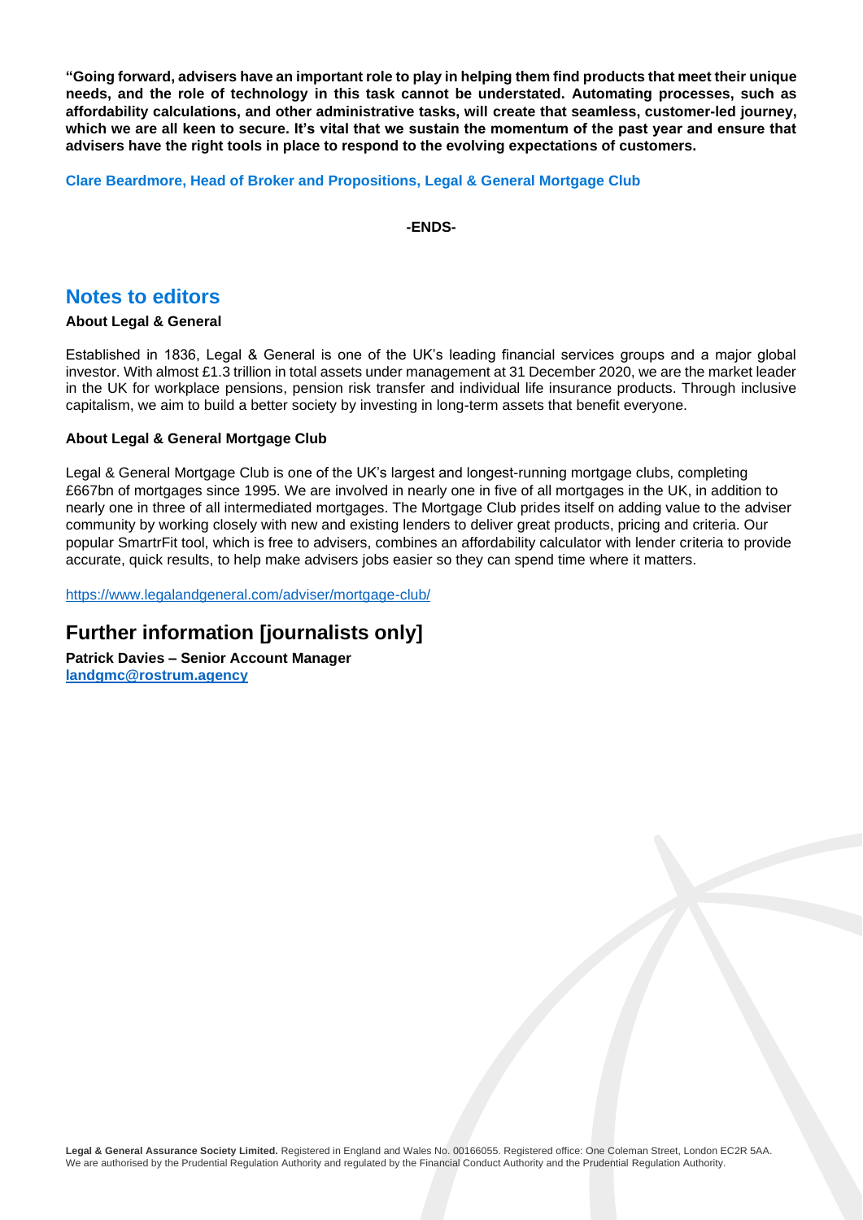**"Going forward, advisers have an important role to play in helping them find products that meet their unique needs, and the role of technology in this task cannot be understated. Automating processes, such as affordability calculations, and other administrative tasks, will create that seamless, customer-led journey, which we are all keen to secure. It's vital that we sustain the momentum of the past year and ensure that advisers have the right tools in place to respond to the evolving expectations of customers.**

**Clare Beardmore, Head of Broker and Propositions, Legal & General Mortgage Club**

**-ENDS-**

## Notes to editors

**About Legal & General**

Established in 1836, Legal & General is one of the UK's leading financial services groups and a major global investor. With almost £1.3 trillion in total assets under management at 31 December 2020, we are the market leader in the UK for workplace pensions, pension risk transfer and individual life insurance products. Through inclusive capitalism, we aim to build a better society by investing in long-term assets that benefit everyone.

**About Legal & General Mortgage Club**

Legal & General Mortgage Club is one of the UK's largest and longest-running mortgage clubs, completing £667bn of mortgages since 1995. We are involved in nearly one in five of all mortgages in the UK, in addition to nearly one in three of all intermediated mortgages. The Mortgage Club prides itself on adding value to the adviser community by working closely with new and existing lenders to deliver great products, pricing and criteria. Our popular SmartrFit tool, which is free to advisers, combines an affordability calculator with lender criteria to provide accurate, quick results, to help make advisers jobs easier so they can spend time where it matters.

https://www.legalandgeneral.com/adviser/mortgage-club/

## Further information [journalists only]

**Patrick Davies – Senior Account Manager**
**landgmc@rostrum.agency**

**Legal & General Assurance Society Limited.** Registered in England and Wales No. 00166055. Registered office: One Coleman Street, London EC2R 5AA. We are authorised by the Prudential Regulation Authority and regulated by the Financial Conduct Authority and the Prudential Regulation Authority.